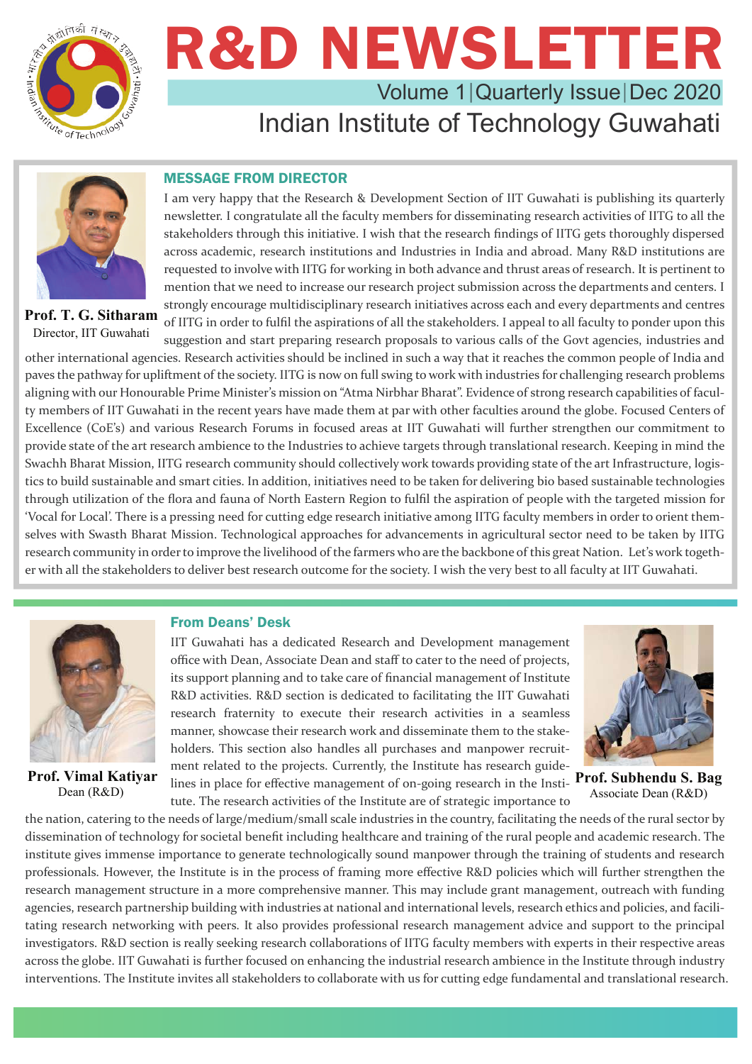# R&D NEWSLETTER

Volume 1 | Quarterly Issue | Dec 2020

Indian Institute of Technology Guwahati

## MESSAGE FROM DIRECTOR

**Prof. T. G. Sitharam**
Director, IIT Guwahati

I am very happy that the Research & Development Section of IIT Guwahati is publishing its quarterly newsletter. I congratulate all the faculty members for disseminating research activities of IITG to all the stakeholders through this initiative. I wish that the research findings of IITG gets thoroughly dispersed across academic, research institutions and Industries in India and abroad. Many R&D institutions are requested to involve with IITG for working in both advance and thrust areas of research. It is pertinent to mention that we need to increase our research project submission across the departments and centers. I strongly encourage multidisciplinary research initiatives across each and every departments and centres of IITG in order to fulfil the aspirations of all the stakeholders. I appeal to all faculty to ponder upon this suggestion and start preparing research proposals to various calls of the Govt agencies, industries and other international agencies. Research activities should be inclined in such a way that it reaches the common people of India and paves the pathway for upliftment of the society. IITG is now on full swing to work with industries for challenging research problems aligning with our Honourable Prime Minister's mission on "Atma Nirbhar Bharat". Evidence of strong research capabilities of faculty members of IIT Guwahati in the recent years have made them at par with other faculties around the globe. Focused Centers of Excellence (CoE's) and various Research Forums in focused areas at IIT Guwahati will further strengthen our commitment to provide state of the art research ambience to the Industries to achieve targets through translational research. Keeping in mind the Swachh Bharat Mission, IITG research community should collectively work towards providing state of the art Infrastructure, logistics to build sustainable and smart cities. In addition, initiatives need to be taken for delivering bio based sustainable technologies through utilization of the flora and fauna of North Eastern Region to fulfil the aspiration of people with the targeted mission for 'Vocal for Local'. There is a pressing need for cutting edge research initiative among IITG faculty members in order to orient themselves with Swasth Bharat Mission. Technological approaches for advancements in agricultural sector need to be taken by IITG research community in order to improve the livelihood of the farmers who are the backbone of this great Nation. Let's work together with all the stakeholders to deliver best research outcome for the society. I wish the very best to all faculty at IIT Guwahati.

## From Deans' Desk

**Prof. Vimal Katiyar**
Dean (R&D)

**Prof. Subhendu S. Bag**
Associate Dean (R&D)

IIT Guwahati has a dedicated Research and Development management office with Dean, Associate Dean and staff to cater to the need of projects, its support planning and to take care of financial management of Institute R&D activities. R&D section is dedicated to facilitating the IIT Guwahati research fraternity to execute their research activities in a seamless manner, showcase their research work and disseminate them to the stakeholders. This section also handles all purchases and manpower recruitment related to the projects. Currently, the Institute has research guidelines in place for effective management of on-going research in the Institute. The research activities of the Institute are of strategic importance to the nation, catering to the needs of large/medium/small scale industries in the country, facilitating the needs of the rural sector by dissemination of technology for societal benefit including healthcare and training of the rural people and academic research. The institute gives immense importance to generate technologically sound manpower through the training of students and research professionals. However, the Institute is in the process of framing more effective R&D policies which will further strengthen the research management structure in a more comprehensive manner. This may include grant management, outreach with funding agencies, research partnership building with industries at national and international levels, research ethics and policies, and facilitating research networking with peers. It also provides professional research management advice and support to the principal investigators. R&D section is really seeking research collaborations of IITG faculty members with experts in their respective areas across the globe. IIT Guwahati is further focused on enhancing the industrial research ambience in the Institute through industry interventions. The Institute invites all stakeholders to collaborate with us for cutting edge fundamental and translational research.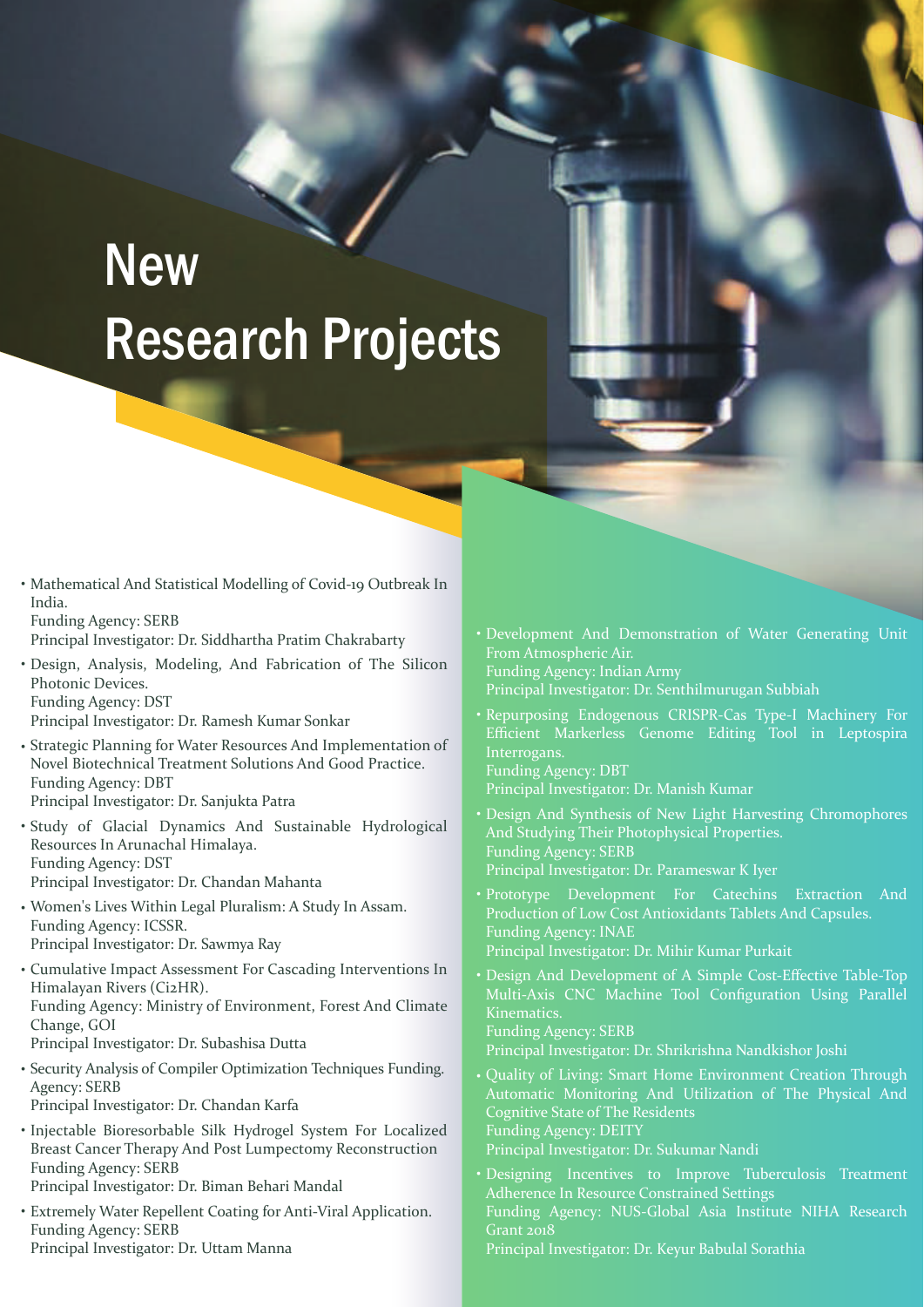# New Research Projects

- Mathematical And Statistical Modelling of Covid-19 Outbreak In India.
  Funding Agency: SERB
  Principal Investigator: Dr. Siddhartha Pratim Chakrabarty
- Design, Analysis, Modeling, And Fabrication of The Silicon Photonic Devices.
  Funding Agency: DST
  Principal Investigator: Dr. Ramesh Kumar Sonkar
- Strategic Planning for Water Resources And Implementation of Novel Biotechnical Treatment Solutions And Good Practice.
  Funding Agency: DBT
  Principal Investigator: Dr. Sanjukta Patra
- Study of Glacial Dynamics And Sustainable Hydrological Resources In Arunachal Himalaya.
  Funding Agency: DST
  Principal Investigator: Dr. Chandan Mahanta
- Women's Lives Within Legal Pluralism: A Study In Assam.
  Funding Agency: ICSSR.
  Principal Investigator: Dr. Sawmya Ray
- Cumulative Impact Assessment For Cascading Interventions In Himalayan Rivers (Ci2HR).
  Funding Agency: Ministry of Environment, Forest And Climate Change, GOI
  Principal Investigator: Dr. Subashisa Dutta
- Security Analysis of Compiler Optimization Techniques Funding. Agency: SERB
  Principal Investigator: Dr. Chandan Karfa
- Injectable Bioresorbable Silk Hydrogel System For Localized Breast Cancer Therapy And Post Lumpectomy Reconstruction
  Funding Agency: SERB
  Principal Investigator: Dr. Biman Behari Mandal
- Extremely Water Repellent Coating for Anti-Viral Application.
  Funding Agency: SERB
  Principal Investigator: Dr. Uttam Manna
- Development And Demonstration of Water Generating Unit From Atmospheric Air.
  Funding Agency: Indian Army
  Principal Investigator: Dr. Senthilmurugan Subbiah
- Repurposing Endogenous CRISPR-Cas Type-I Machinery For Efficient Markerless Genome Editing Tool in Leptospira Interrogans.
  Funding Agency: DBT
  Principal Investigator: Dr. Manish Kumar
- Design And Synthesis of New Light Harvesting Chromophores And Studying Their Photophysical Properties.
  Funding Agency: SERB
  Principal Investigator: Dr. Parameswar K Iyer
- Prototype Development For Catechins Extraction And Production of Low Cost Antioxidants Tablets And Capsules.
  Funding Agency: INAE
  Principal Investigator: Dr. Mihir Kumar Purkait
- Design And Development of A Simple Cost-Effective Table-Top Multi-Axis CNC Machine Tool Configuration Using Parallel Kinematics.
  Funding Agency: SERB
  Principal Investigator: Dr. Shrikrishna Nandkishor Joshi
- Quality of Living: Smart Home Environment Creation Through Automatic Monitoring And Utilization of The Physical And Cognitive State of The Residents
  Funding Agency: DEITY
  Principal Investigator: Dr. Sukumar Nandi
- Designing Incentives to Improve Tuberculosis Treatment Adherence In Resource Constrained Settings
  Funding Agency: NUS-Global Asia Institute NIHA Research Grant 2018
  Principal Investigator: Dr. Keyur Babulal Sorathia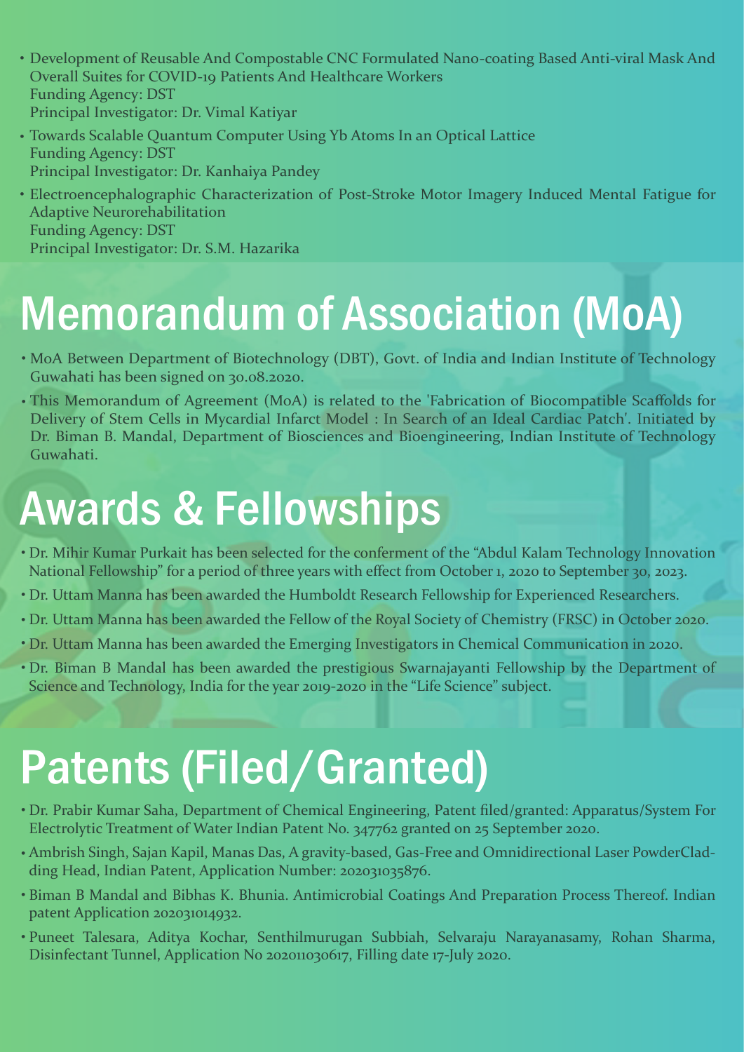- Development of Reusable And Compostable CNC Formulated Nano-coating Based Anti-viral Mask And Overall Suites for COVID-19 Patients And Healthcare Workers
  Funding Agency: DST
  Principal Investigator: Dr. Vimal Katiyar
- Towards Scalable Quantum Computer Using Yb Atoms In an Optical Lattice
  Funding Agency: DST
  Principal Investigator: Dr. Kanhaiya Pandey
- Electroencephalographic Characterization of Post-Stroke Motor Imagery Induced Mental Fatigue for Adaptive Neurorehabilitation
  Funding Agency: DST
  Principal Investigator: Dr. S.M. Hazarika

# Memorandum of Association (MoA)

- MoA Between Department of Biotechnology (DBT), Govt. of India and Indian Institute of Technology Guwahati has been signed on 30.08.2020.
- This Memorandum of Agreement (MoA) is related to the 'Fabrication of Biocompatible Scaffolds for Delivery of Stem Cells in Mycardial Infarct Model : In Search of an Ideal Cardiac Patch'. Initiated by Dr. Biman B. Mandal, Department of Biosciences and Bioengineering, Indian Institute of Technology Guwahati.

# Awards & Fellowships

- Dr. Mihir Kumar Purkait has been selected for the conferment of the "Abdul Kalam Technology Innovation National Fellowship" for a period of three years with effect from October 1, 2020 to September 30, 2023.
- Dr. Uttam Manna has been awarded the Humboldt Research Fellowship for Experienced Researchers.
- Dr. Uttam Manna has been awarded the Fellow of the Royal Society of Chemistry (FRSC) in October 2020.
- Dr. Uttam Manna has been awarded the Emerging Investigators in Chemical Communication in 2020.
- Dr. Biman B Mandal has been awarded the prestigious Swarnajayanti Fellowship by the Department of Science and Technology, India for the year 2019-2020 in the "Life Science" subject.

# Patents (Filed/Granted)

- Dr. Prabir Kumar Saha, Department of Chemical Engineering, Patent filed/granted: Apparatus/System For Electrolytic Treatment of Water Indian Patent No. 347762 granted on 25 September 2020.
- Ambrish Singh, Sajan Kapil, Manas Das, A gravity-based, Gas-Free and Omnidirectional Laser PowderCladding Head, Indian Patent, Application Number: 202031035876.
- Biman B Mandal and Bibhas K. Bhunia. Antimicrobial Coatings And Preparation Process Thereof. Indian patent Application 202031014932.
- Puneet Talesara, Aditya Kochar, Senthilmurugan Subbiah, Selvaraju Narayanasamy, Rohan Sharma, Disinfectant Tunnel, Application No 202011030617, Filling date 17-July 2020.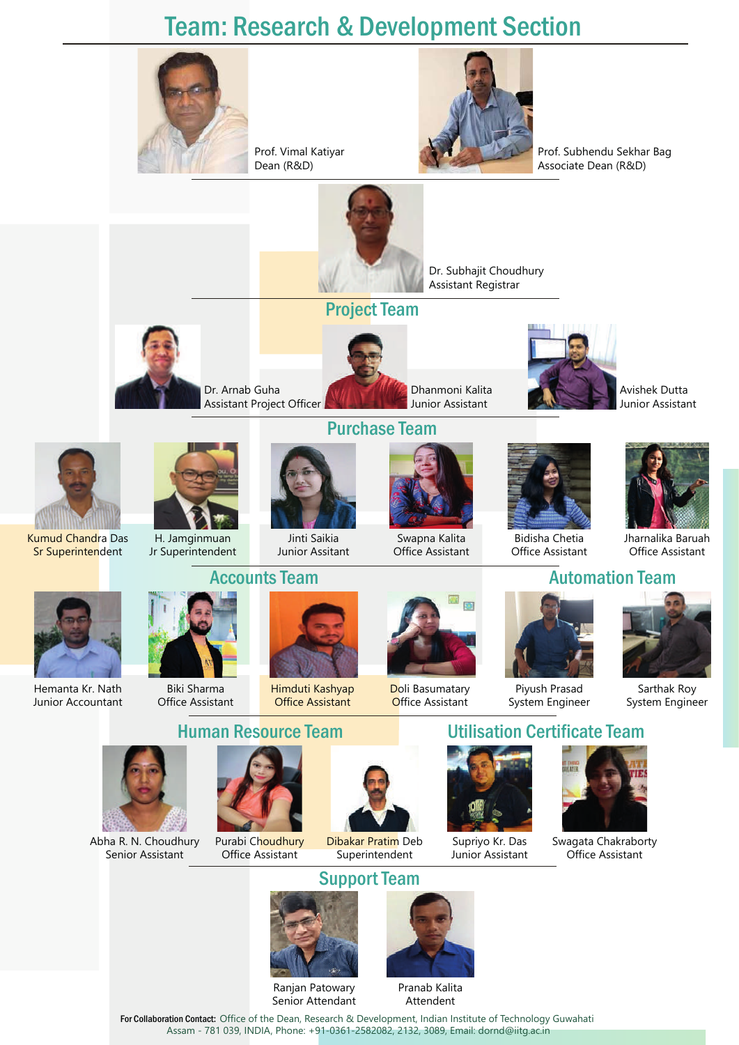# Team: Research & Development Section

Prof. Vimal Katiyar
Dean (R&D)

Prof. Subhendu Sekhar Bag
Associate Dean (R&D)

Dr. Subhajit Choudhury
Assistant Registrar

## Project Team

Dr. Arnab Guha
Assistant Project Officer

Dhanmoni Kalita
Junior Assistant

Avishek Dutta
Junior Assistant

## Purchase Team

Kumud Chandra Das
Sr Superintendent

H. Jamginmuan
Jr Superintendent

Jinti Saikia
Junior Assitant

Swapna Kalita
Office Assistant

Bidisha Chetia
Office Assistant

Jharnalika Baruah
Office Assistant

## Accounts Team

Hemanta Kr. Nath
Junior Accountant

Biki Sharma
Office Assistant

Himduti Kashyap
Office Assistant

Doli Basumatary
Office Assistant

## Automation Team

Piyush Prasad
System Engineer

Sarthak Roy
System Engineer

## Human Resource Team

Abha R. N. Choudhury
Senior Assistant

Purabi Choudhury
Office Assistant

Dibakar Pratim Deb
Superintendent

## Utilisation Certificate Team

Supriyo Kr. Das
Junior Assistant

Swagata Chakraborty
Office Assistant

## Support Team

Ranjan Patowary
Senior Attendant

Pranab Kalita
Attendent

**For Collaboration Contact:** Office of the Dean, Research & Development, Indian Institute of Technology Guwahati
Assam - 781 039, INDIA, Phone: +91-0361-2582082, 2132, 3089, Email: dornd@iitg.ac.in